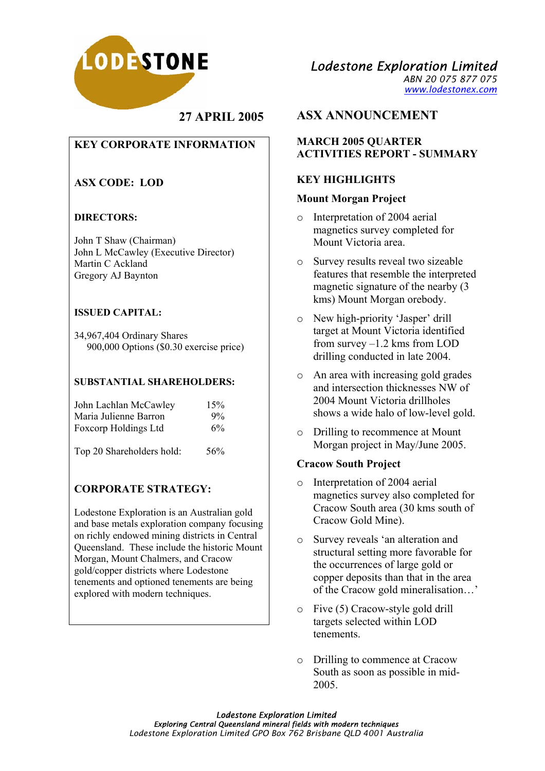**LODESTONE**

*Lodestone Exploration Limited*
*ABN 20 075 877 075*
*www.lodestonex.com*

**27 APRIL 2005**

## KEY CORPORATE INFORMATION

**ASX CODE: LOD**

**DIRECTORS:**

John T Shaw (Chairman)
John L McCawley (Executive Director)
Martin C Ackland
Gregory AJ Baynton

**ISSUED CAPITAL:**

34,967,404 Ordinary Shares
900,000 Options ($0.30 exercise price)

**SUBSTANTIAL SHAREHOLDERS:**

| | |
|---|---|
| John Lachlan McCawley | 15% |
| Maria Julienne Barron | 9% |
| Foxcorp Holdings Ltd | 6% |
| Top 20 Shareholders hold: | 56% |

**CORPORATE STRATEGY:**

Lodestone Exploration is an Australian gold and base metals exploration company focusing on richly endowed mining districts in Central Queensland. These include the historic Mount Morgan, Mount Chalmers, and Cracow gold/copper districts where Lodestone tenements and optioned tenements are being explored with modern techniques.

# ASX ANNOUNCEMENT

## MARCH 2005 QUARTER ACTIVITIES REPORT - SUMMARY

## KEY HIGHLIGHTS

### Mount Morgan Project

- Interpretation of 2004 aerial magnetics survey completed for Mount Victoria area.
- Survey results reveal two sizeable features that resemble the interpreted magnetic signature of the nearby (3 kms) Mount Morgan orebody.
- New high-priority 'Jasper' drill target at Mount Victoria identified from survey –1.2 kms from LOD drilling conducted in late 2004.
- An area with increasing gold grades and intersection thicknesses NW of 2004 Mount Victoria drillholes shows a wide halo of low-level gold.
- Drilling to recommence at Mount Morgan project in May/June 2005.

### Cracow South Project

- Interpretation of 2004 aerial magnetics survey also completed for Cracow South area (30 kms south of Cracow Gold Mine).
- Survey reveals 'an alteration and structural setting more favorable for the occurrences of large gold or copper deposits than that in the area of the Cracow gold mineralisation…'
- Five (5) Cracow-style gold drill targets selected within LOD tenements.
- Drilling to commence at Cracow South as soon as possible in mid-2005.

*Lodestone Exploration Limited*
*Exploring Central Queensland mineral fields with modern techniques*
*Lodestone Exploration Limited GPO Box 762 Brisbane QLD 4001 Australia*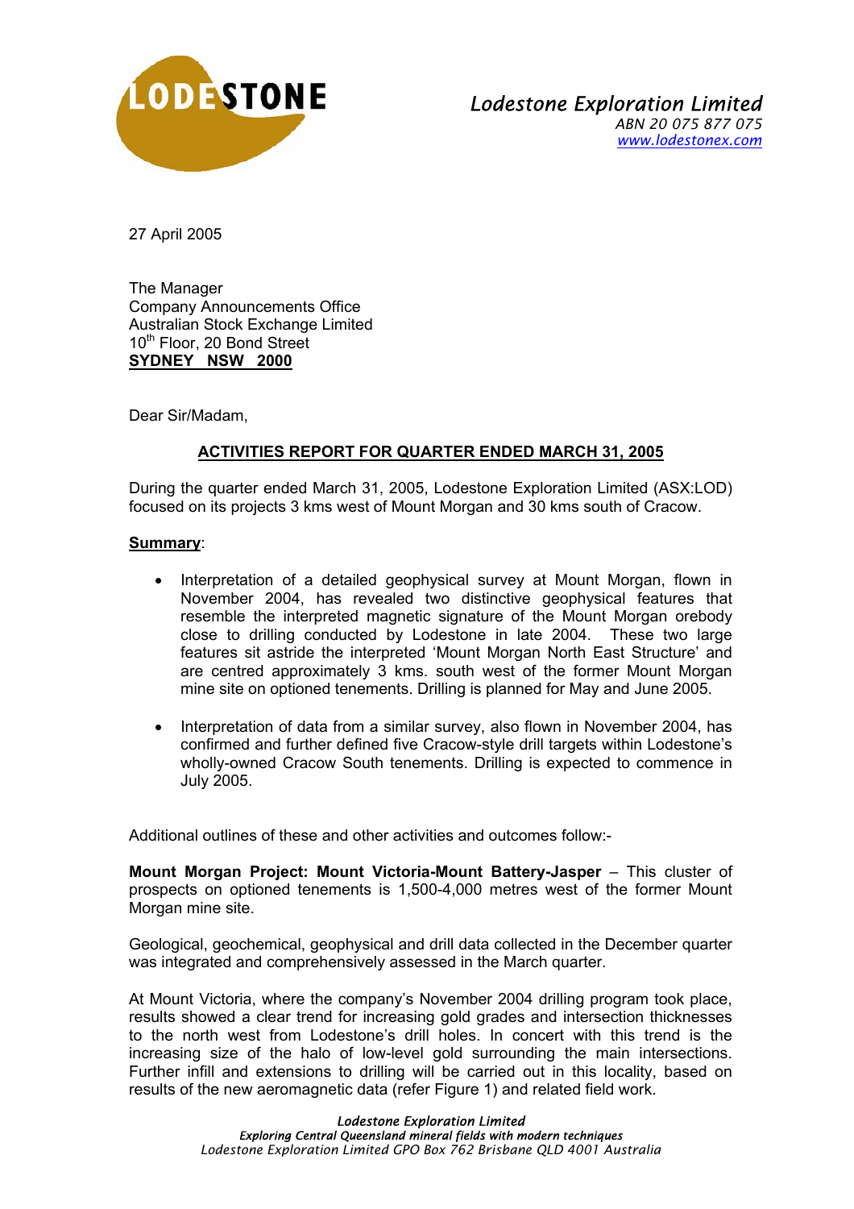**LODESTONE**

*Lodestone Exploration Limited*
*ABN 20 075 877 075*
*www.lodestonex.com*

27 April 2005

The Manager
Company Announcements Office
Australian Stock Exchange Limited
10th Floor, 20 Bond Street
**SYDNEY NSW 2000**

Dear Sir/Madam,

## ACTIVITIES REPORT FOR QUARTER ENDED MARCH 31, 2005

During the quarter ended March 31, 2005, Lodestone Exploration Limited (ASX:LOD) focused on its projects 3 kms west of Mount Morgan and 30 kms south of Cracow.

**Summary**:

- Interpretation of a detailed geophysical survey at Mount Morgan, flown in November 2004, has revealed two distinctive geophysical features that resemble the interpreted magnetic signature of the Mount Morgan orebody close to drilling conducted by Lodestone in late 2004. These two large features sit astride the interpreted 'Mount Morgan North East Structure' and are centred approximately 3 kms. south west of the former Mount Morgan mine site on optioned tenements. Drilling is planned for May and June 2005.

- Interpretation of data from a similar survey, also flown in November 2004, has confirmed and further defined five Cracow-style drill targets within Lodestone's wholly-owned Cracow South tenements. Drilling is expected to commence in July 2005.

Additional outlines of these and other activities and outcomes follow:-

**Mount Morgan Project: Mount Victoria-Mount Battery-Jasper** – This cluster of prospects on optioned tenements is 1,500-4,000 metres west of the former Mount Morgan mine site.

Geological, geochemical, geophysical and drill data collected in the December quarter was integrated and comprehensively assessed in the March quarter.

At Mount Victoria, where the company's November 2004 drilling program took place, results showed a clear trend for increasing gold grades and intersection thicknesses to the north west from Lodestone's drill holes. In concert with this trend is the increasing size of the halo of low-level gold surrounding the main intersections. Further infill and extensions to drilling will be carried out in this locality, based on results of the new aeromagnetic data (refer Figure 1) and related field work.

*Lodestone Exploration Limited*
*Exploring Central Queensland mineral fields with modern techniques*
*Lodestone Exploration Limited GPO Box 762 Brisbane QLD 4001 Australia*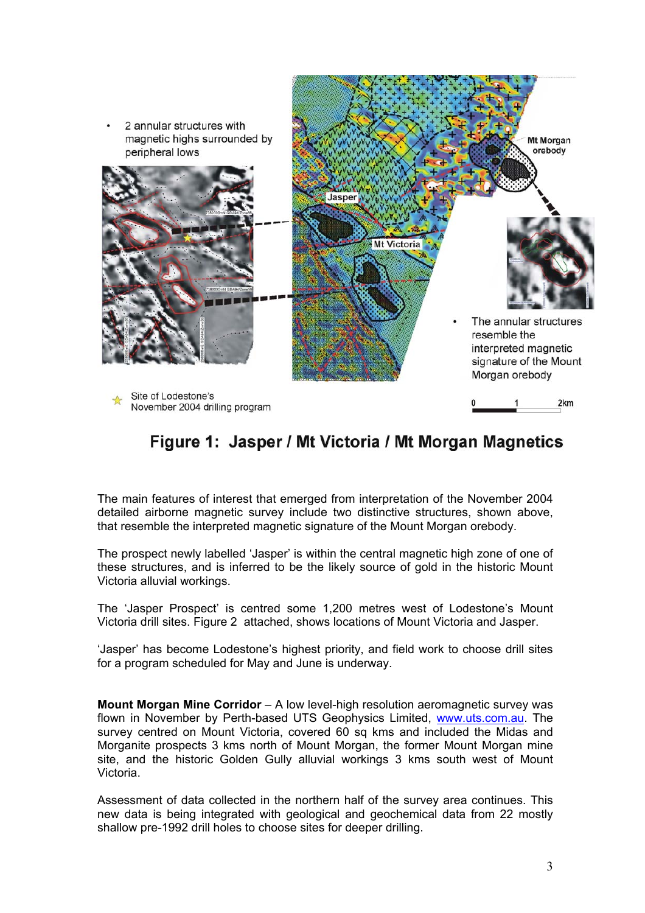- 2 annular structures with magnetic highs surrounded by peripheral lows

Jasper

Mt Victoria

Mt Morgan orebody

- The annular structures resemble the interpreted magnetic signature of the Mount Morgan orebody

Site of Lodestone's November 2004 drilling program

0 1 2km

## Figure 1: Jasper / Mt Victoria / Mt Morgan Magnetics

The main features of interest that emerged from interpretation of the November 2004 detailed airborne magnetic survey include two distinctive structures, shown above, that resemble the interpreted magnetic signature of the Mount Morgan orebody.

The prospect newly labelled 'Jasper' is within the central magnetic high zone of one of these structures, and is inferred to be the likely source of gold in the historic Mount Victoria alluvial workings.

The 'Jasper Prospect' is centred some 1,200 metres west of Lodestone's Mount Victoria drill sites. Figure 2 attached, shows locations of Mount Victoria and Jasper.

'Jasper' has become Lodestone's highest priority, and field work to choose drill sites for a program scheduled for May and June is underway.

**Mount Morgan Mine Corridor** – A low level-high resolution aeromagnetic survey was flown in November by Perth-based UTS Geophysics Limited, www.uts.com.au. The survey centred on Mount Victoria, covered 60 sq kms and included the Midas and Morganite prospects 3 kms north of Mount Morgan, the former Mount Morgan mine site, and the historic Golden Gully alluvial workings 3 kms south west of Mount Victoria.

Assessment of data collected in the northern half of the survey area continues. This new data is being integrated with geological and geochemical data from 22 mostly shallow pre-1992 drill holes to choose sites for deeper drilling.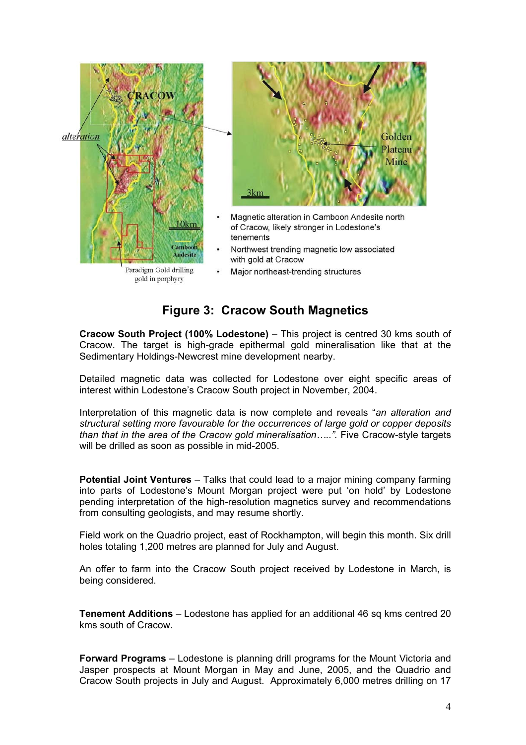alteration

CRACOW

10km

Camboon Andesite

Paradigm Gold drilling gold in porphyry

3km

Golden Plateau Mine

- Magnetic alteration in Camboon Andesite north of Cracow, likely stronger in Lodestone's tenements
- Northwest trending magnetic low associated with gold at Cracow
- Major northeast-trending structures

## Figure 3: Cracow South Magnetics

**Cracow South Project (100% Lodestone)** – This project is centred 30 kms south of Cracow. The target is high-grade epithermal gold mineralisation like that at the Sedimentary Holdings-Newcrest mine development nearby.

Detailed magnetic data was collected for Lodestone over eight specific areas of interest within Lodestone's Cracow South project in November, 2004.

Interpretation of this magnetic data is now complete and reveals "*an alteration and structural setting more favourable for the occurrences of large gold or copper deposits than that in the area of the Cracow gold mineralisation…..".* Five Cracow-style targets will be drilled as soon as possible in mid-2005.

**Potential Joint Ventures** – Talks that could lead to a major mining company farming into parts of Lodestone's Mount Morgan project were put 'on hold' by Lodestone pending interpretation of the high-resolution magnetics survey and recommendations from consulting geologists, and may resume shortly.

Field work on the Quadrio project, east of Rockhampton, will begin this month. Six drill holes totaling 1,200 metres are planned for July and August.

An offer to farm into the Cracow South project received by Lodestone in March, is being considered.

**Tenement Additions** – Lodestone has applied for an additional 46 sq kms centred 20 kms south of Cracow.

**Forward Programs** – Lodestone is planning drill programs for the Mount Victoria and Jasper prospects at Mount Morgan in May and June, 2005, and the Quadrio and Cracow South projects in July and August. Approximately 6,000 metres drilling on 17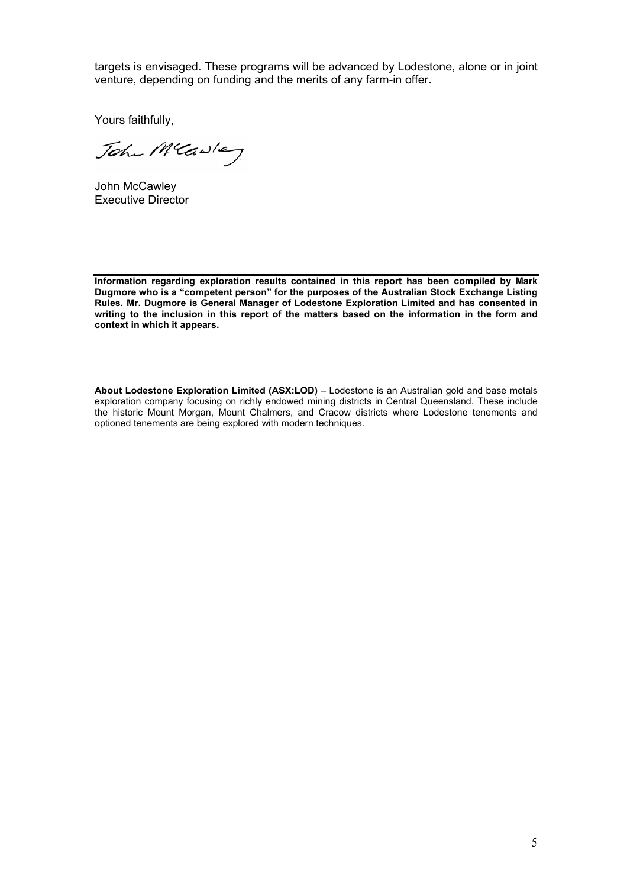targets is envisaged. These programs will be advanced by Lodestone, alone or in joint venture, depending on funding and the merits of any farm-in offer.

Yours faithfully,

John McCawley

John McCawley
Executive Director

---

**Information regarding exploration results contained in this report has been compiled by Mark Dugmore who is a "competent person" for the purposes of the Australian Stock Exchange Listing Rules. Mr. Dugmore is General Manager of Lodestone Exploration Limited and has consented in writing to the inclusion in this report of the matters based on the information in the form and context in which it appears.**

**About Lodestone Exploration Limited (ASX:LOD)** – Lodestone is an Australian gold and base metals exploration company focusing on richly endowed mining districts in Central Queensland. These include the historic Mount Morgan, Mount Chalmers, and Cracow districts where Lodestone tenements and optioned tenements are being explored with modern techniques.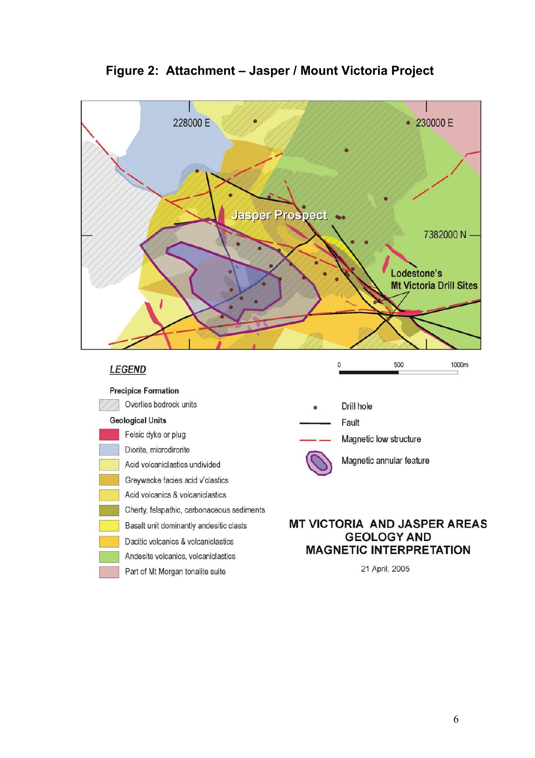## Figure 2: Attachment – Jasper / Mount Victoria Project

228000 E
230000 E
7382000 N
Jasper Prospect
Lodestone's
Mt Victoria Drill Sites

0 500 1000m

*LEGEND*

Precipice Formation

- Overlies bedrock units

Geological Units

- Felsic dyke or plug
- Diorite, microdirorite
- Acid volcaniclastics undivided
- Greywacke facies acid v'clastics
- Acid volcanics & volcaniclastics
- Cherty, felspathic, carbonaceous sediments
- Basalt unit dominantly andesitic clasts
- Dacitic volcanics & volcaniclastics
- Andesite volcanics, volcaniclastics
- Part of Mt Morgan tonalite suite

- Drill hole
- Fault
- Magnetic low structure
- Magnetic annular feature

MT VICTORIA AND JASPER AREAS
GEOLOGY AND
MAGNETIC INTERPRETATION

21 April, 2005